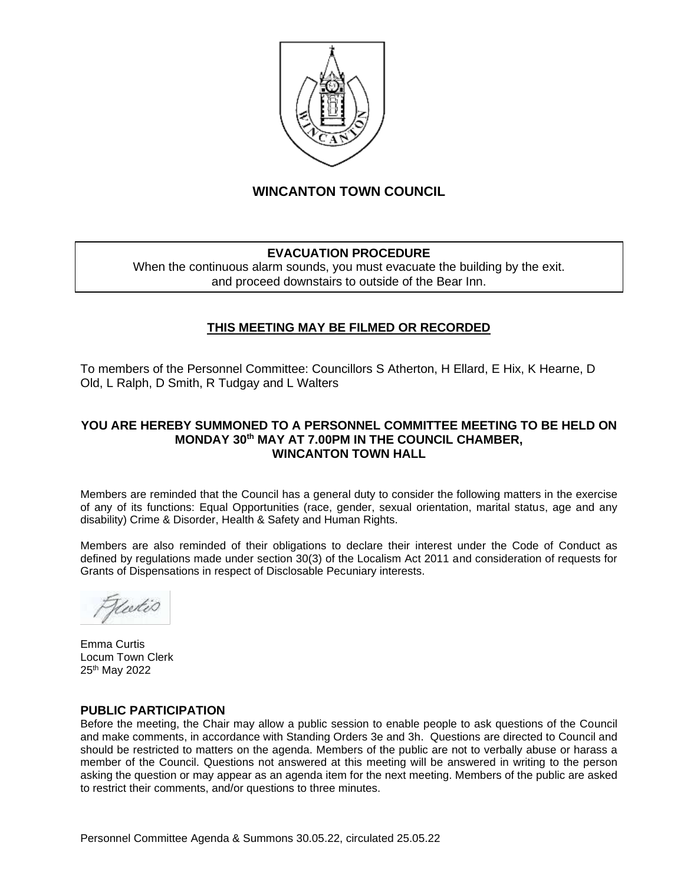# WINCANTON TOWN COUNCIL

**EVACUATION PROCEDURE**

When the continuous alarm sounds, you must evacuate the building by the exit. and proceed downstairs to outside of the Bear Inn.

**THIS MEETING MAY BE FILMED OR RECORDED**

To members of the Personnel Committee: Councillors S Atherton, H Ellard, E Hix, K Hearne, D Old, L Ralph, D Smith, R Tudgay and L Walters

**YOU ARE HEREBY SUMMONED TO A PERSONNEL COMMITTEE MEETING TO BE HELD ON MONDAY 30th MAY AT 7.00PM IN THE COUNCIL CHAMBER, WINCANTON TOWN HALL**

Members are reminded that the Council has a general duty to consider the following matters in the exercise of any of its functions: Equal Opportunities (race, gender, sexual orientation, marital status, age and any disability) Crime & Disorder, Health & Safety and Human Rights.

Members are also reminded of their obligations to declare their interest under the Code of Conduct as defined by regulations made under section 30(3) of the Localism Act 2011 and consideration of requests for Grants of Dispensations in respect of Disclosable Pecuniary interests.

Emma Curtis
Locum Town Clerk
25th May 2022

## PUBLIC PARTICIPATION

Before the meeting, the Chair may allow a public session to enable people to ask questions of the Council and make comments, in accordance with Standing Orders 3e and 3h. Questions are directed to Council and should be restricted to matters on the agenda. Members of the public are not to verbally abuse or harass a member of the Council. Questions not answered at this meeting will be answered in writing to the person asking the question or may appear as an agenda item for the next meeting. Members of the public are asked to restrict their comments, and/or questions to three minutes.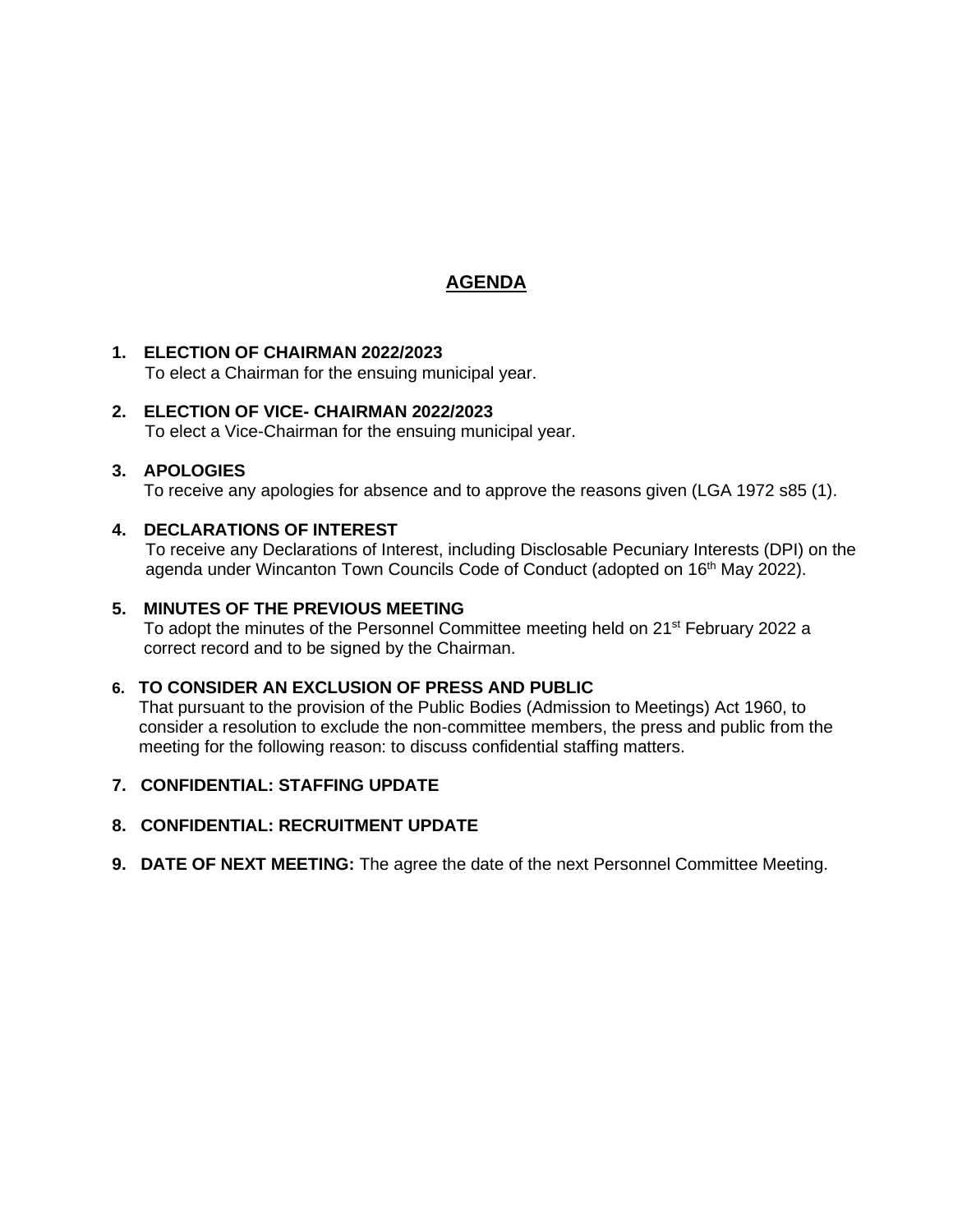# AGENDA

1. **ELECTION OF CHAIRMAN 2022/2023**
   To elect a Chairman for the ensuing municipal year.

2. **ELECTION OF VICE- CHAIRMAN 2022/2023**
   To elect a Vice-Chairman for the ensuing municipal year.

3. **APOLOGIES**
   To receive any apologies for absence and to approve the reasons given (LGA 1972 s85 (1).

4. **DECLARATIONS OF INTEREST**
   To receive any Declarations of Interest, including Disclosable Pecuniary Interests (DPI) on the agenda under Wincanton Town Councils Code of Conduct (adopted on 16th May 2022).

5. **MINUTES OF THE PREVIOUS MEETING**
   To adopt the minutes of the Personnel Committee meeting held on 21st February 2022 a correct record and to be signed by the Chairman.

6. **TO CONSIDER AN EXCLUSION OF PRESS AND PUBLIC**
   That pursuant to the provision of the Public Bodies (Admission to Meetings) Act 1960, to consider a resolution to exclude the non-committee members, the press and public from the meeting for the following reason: to discuss confidential staffing matters.

7. **CONFIDENTIAL: STAFFING UPDATE**

8. **CONFIDENTIAL: RECRUITMENT UPDATE**

9. **DATE OF NEXT MEETING:** The agree the date of the next Personnel Committee Meeting.